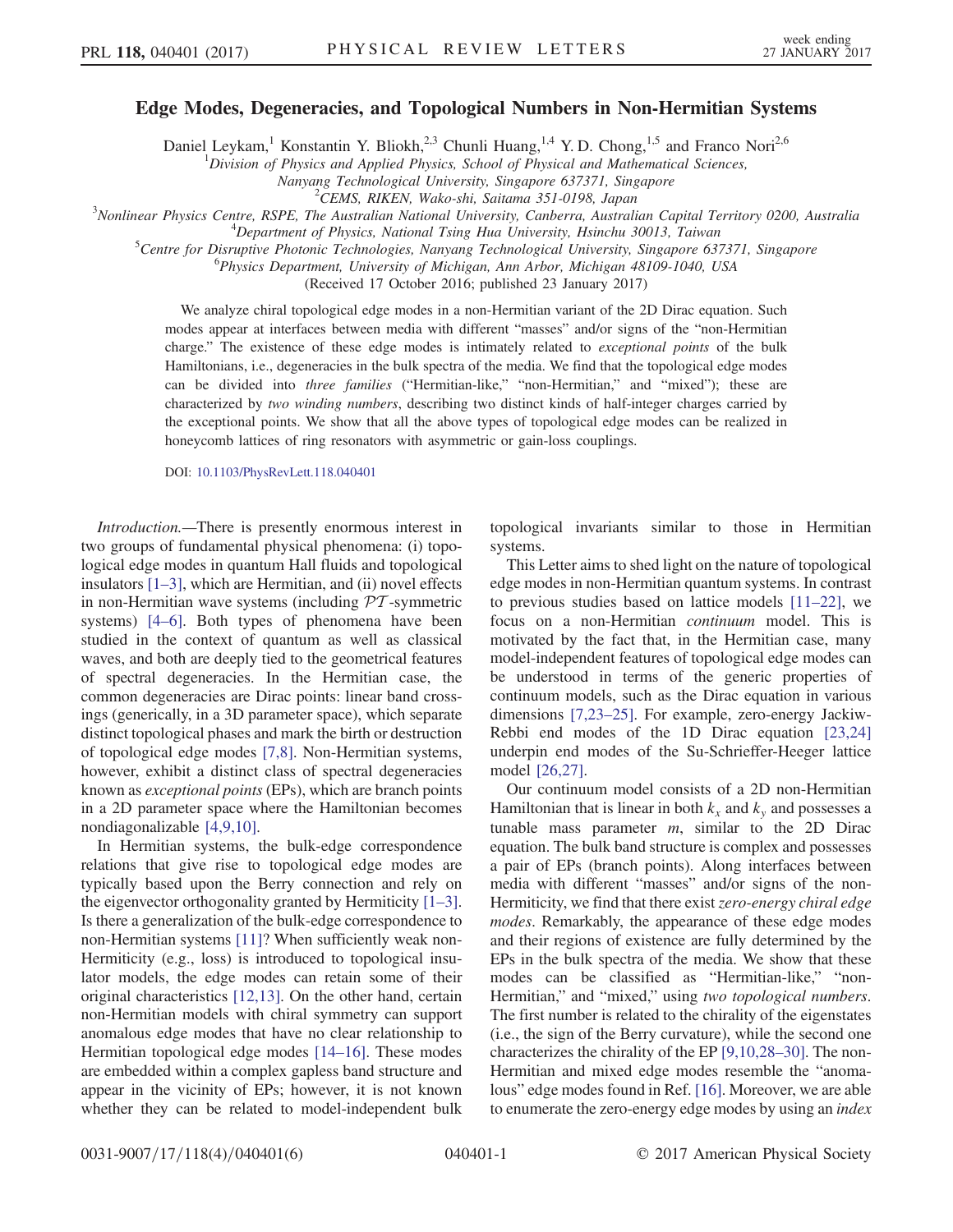# Edge Modes, Degeneracies, and Topological Numbers in Non-Hermitian Systems

Daniel Leykam,[1] Konstantin Y. Bliokh,[2,3] Chunli Huang,[1,4] Y. D. Chong,[1,5] and Franco Nori[2,6]

[1]Division of Physics and Applied Physics, School of Physical and Mathematical Sciences, Nanyang Technological University, Singapore 637371, Singapore

[2]CEMS, RIKEN, Wako-shi, Saitama 351-0198, Japan

[3]Nonlinear Physics Centre, RSPE, The Australian National University, Canberra, Australian Capital Territory 0200, Australia

[4]Department of Physics, National Tsing Hua University, Hsinchu 30013, Taiwan

[5]Centre for Disruptive Photonic Technologies, Nanyang Technological University, Singapore 637371, Singapore

[6]Physics Department, University of Michigan, Ann Arbor, Michigan 48109-1040, USA

(Received 17 October 2016; published 23 January 2017)

We analyze chiral topological edge modes in a non-Hermitian variant of the 2D Dirac equation. Such modes appear at interfaces between media with different "masses" and/or signs of the "non-Hermitian charge." The existence of these edge modes is intimately related to *exceptional points* of the bulk Hamiltonians, i.e., degeneracies in the bulk spectra of the media. We find that the topological edge modes can be divided into *three families* ("Hermitian-like," "non-Hermitian," and "mixed"); these are characterized by *two winding numbers*, describing two distinct kinds of half-integer charges carried by the exceptional points. We show that all the above types of topological edge modes can be realized in honeycomb lattices of ring resonators with asymmetric or gain-loss couplings.

DOI: 10.1103/PhysRevLett.118.040401

*Introduction.*—There is presently enormous interest in two groups of fundamental physical phenomena: (i) topological edge modes in quantum Hall fluids and topological insulators [1–3], which are Hermitian, and (ii) novel effects in non-Hermitian wave systems (including $\mathcal{PT}$-symmetric systems) [4–6]. Both types of phenomena have been studied in the context of quantum as well as classical waves, and both are deeply tied to the geometrical features of spectral degeneracies. In the Hermitian case, the common degeneracies are Dirac points: linear band crossings (generically, in a 3D parameter space), which separate distinct topological phases and mark the birth or destruction of topological edge modes [7,8]. Non-Hermitian systems, however, exhibit a distinct class of spectral degeneracies known as *exceptional points* (EPs), which are branch points in a 2D parameter space where the Hamiltonian becomes nondiagonalizable [4,9,10].

In Hermitian systems, the bulk-edge correspondence relations that give rise to topological edge modes are typically based upon the Berry connection and rely on the eigenvector orthogonality granted by Hermiticity [1–3]. Is there a generalization of the bulk-edge correspondence to non-Hermitian systems [11]? When sufficiently weak non-Hermiticity (e.g., loss) is introduced to topological insulator models, the edge modes can retain some of their original characteristics [12,13]. On the other hand, certain non-Hermitian models with chiral symmetry can support anomalous edge modes that have no clear relationship to Hermitian topological edge modes [14–16]. These modes are embedded within a complex gapless band structure and appear in the vicinity of EPs; however, it is not known whether they can be related to model-independent bulk topological invariants similar to those in Hermitian systems.

This Letter aims to shed light on the nature of topological edge modes in non-Hermitian quantum systems. In contrast to previous studies based on lattice models [11–22], we focus on a non-Hermitian *continuum* model. This is motivated by the fact that, in the Hermitian case, many model-independent features of topological edge modes can be understood in terms of the generic properties of continuum models, such as the Dirac equation in various dimensions [7,23–25]. For example, zero-energy Jackiw-Rebbi end modes of the 1D Dirac equation [23,24] underpin end modes of the Su-Schrieffer-Heeger lattice model [26,27].

Our continuum model consists of a 2D non-Hermitian Hamiltonian that is linear in both $k_x$ and $k_y$ and possesses a tunable mass parameter $m$, similar to the 2D Dirac equation. The bulk band structure is complex and possesses a pair of EPs (branch points). Along interfaces between media with different "masses" and/or signs of the non-Hermiticity, we find that there exist *zero-energy chiral edge modes*. Remarkably, the appearance of these edge modes and their regions of existence are fully determined by the EPs in the bulk spectra of the media. We show that these modes can be classified as "Hermitian-like," "non-Hermitian," and "mixed," using *two topological numbers*. The first number is related to the chirality of the eigenstates (i.e., the sign of the Berry curvature), while the second one characterizes the chirality of the EP [9,10,28–30]. The non-Hermitian and mixed edge modes resemble the "anomalous" edge modes found in Ref. [16]. Moreover, we are able to enumerate the zero-energy edge modes by using an *index*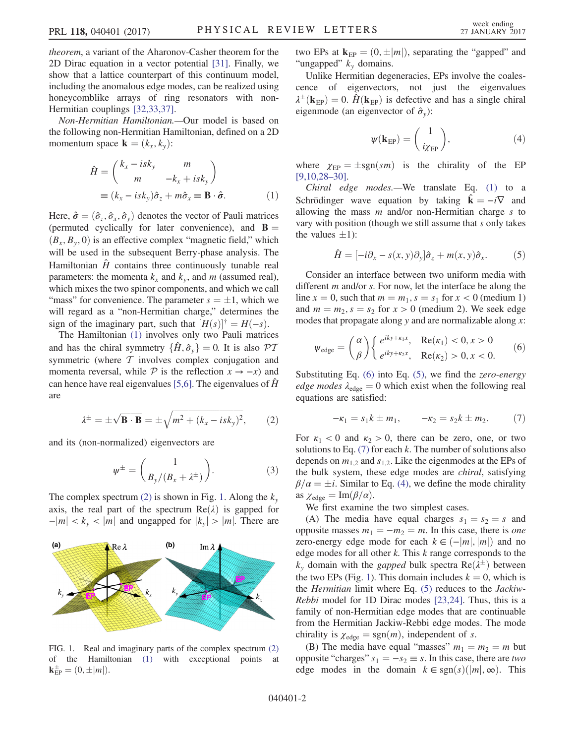*theorem*, a variant of the Aharonov-Casher theorem for the 2D Dirac equation in a vector potential [31]. Finally, we show that a lattice counterpart of this continuum model, including the anomalous edge modes, can be realized using honeycomblike arrays of ring resonators with non-Hermitian couplings [32,33,37].

*Non-Hermitian Hamiltonian.*—Our model is based on the following non-Hermitian Hamiltonian, defined on a 2D momentum space $\mathbf{k} = (k_x, k_y)$:

$$\hat{H} = \begin{pmatrix} k_x - isk_y & m \\ m & -k_x + isk_y \end{pmatrix}$$
$$\equiv (k_x - isk_y)\hat{\sigma}_z + m\hat{\sigma}_x \equiv \mathbf{B}\cdot\hat{\boldsymbol{\sigma}}. \qquad (1)$$

Here, $\hat{\boldsymbol{\sigma}} = (\hat{\sigma}_z, \hat{\sigma}_x, \hat{\sigma}_y)$ denotes the vector of Pauli matrices (permuted cyclically for later convenience), and $\mathbf{B} = (B_x, B_y, 0)$ is an effective complex "magnetic field," which will be used in the subsequent Berry-phase analysis. The Hamiltonian $\hat{H}$ contains three continuously tunable real parameters: the momenta $k_x$ and $k_y$, and $m$ (assumed real), which mixes the two spinor components, and which we call "mass" for convenience. The parameter $s = \pm 1$, which we will regard as a "non-Hermitian charge," determines the sign of the imaginary part, such that $[H(s)]^\dagger = H(-s)$.

The Hamiltonian $\hat{H}$ (1) involves only two Pauli matrices and has the chiral symmetry $\{\hat{H}, \hat{\sigma}_y\} = 0$. It is also $\mathcal{PT}$ symmetric (where $\mathcal{T}$ involves complex conjugation and momenta reversal, while $\mathcal{P}$ is the reflection $x \to -x$) and can hence have real eigenvalues [5,6]. The eigenvalues of $\hat{H}$ are

$$\lambda^\pm = \pm\sqrt{\mathbf{B}\cdot\mathbf{B}} = \pm\sqrt{m^2 + (k_x - isk_y)^2}, \qquad (2)$$

and its (non-normalized) eigenvectors are

$$\psi^\pm = \begin{pmatrix} 1 \\ B_y/(B_x + \lambda^\pm) \end{pmatrix}. \qquad (3)$$

The complex spectrum (2) is shown in Fig. 1. Along the $k_y$ axis, the real part of the spectrum $\mathrm{Re}(\lambda)$ is gapped for $-|m| < k_y < |m|$ and ungapped for $|k_y| > |m|$. There are two EPs at $\mathbf{k}_{\mathrm{EP}} = (0, \pm|m|)$, separating the "gapped" and "ungapped" $k_y$ domains.

FIG. 1. Real and imaginary parts of the complex spectrum (2) of the Hamiltonian (1) with exceptional points at $\mathbf{k}^\pm_{\mathrm{EP}} = (0, \pm|m|)$.

Unlike Hermitian degeneracies, EPs involve the coalescence of eigenvectors, not just the eigenvalues $\lambda^\pm(\mathbf{k}_{\mathrm{EP}}) = 0$. $\hat{H}(\mathbf{k}_{\mathrm{EP}})$ is defective and has a single chiral eigenmode (an eigenvector of $\hat{\sigma}_y$):

$$\psi(\mathbf{k}_{\mathrm{EP}}) = \begin{pmatrix} 1 \\ i\chi_{\mathrm{EP}} \end{pmatrix}, \qquad (4)$$

where $\chi_{\mathrm{EP}} = \pm\mathrm{sgn}(sm)$ is the chirality of the EP [9,10,28–30].

*Chiral edge modes.*—We translate Eq. (1) to a Schrödinger wave equation by taking $\hat{\mathbf{k}} = -i\nabla$ and allowing the mass $m$ and/or non-Hermitian charge $s$ to vary with position (though we still assume that $s$ only takes the values $\pm 1$):

$$\hat{H} = [-i\partial_x - s(x,y)\partial_y]\hat{\sigma}_z + m(x,y)\hat{\sigma}_x. \qquad (5)$$

Consider an interface between two uniform media with different $m$ and/or $s$. For now, let the interface be along the line $x = 0$, such that $m = m_1, s = s_1$ for $x < 0$ (medium 1) and $m = m_2, s = s_2$ for $x > 0$ (medium 2). We seek edge modes that propagate along $y$ and are normalizable along $x$:

$$\psi_{\mathrm{edge}} = \begin{pmatrix} \alpha \\ \beta \end{pmatrix} \begin{cases} e^{iky + \kappa_1 x}, & \mathrm{Re}(\kappa_1) < 0, x > 0 \\ e^{iky + \kappa_2 x}, & \mathrm{Re}(\kappa_2) > 0, x < 0. \end{cases} \qquad (6)$$

Substituting Eq. (6) into Eq. (5), we find the *zero-energy edge modes* $\lambda_{\mathrm{edge}} = 0$ which exist when the following real equations are satisfied:

$$-\kappa_1 = s_1 k \pm m_1, \qquad -\kappa_2 = s_2 k \pm m_2. \qquad (7)$$

For $\kappa_1 < 0$ and $\kappa_2 > 0$, there can be zero, one, or two solutions to Eq. (7) for each $k$. The number of solutions also depends on $m_{1,2}$ and $s_{1,2}$. Like the eigenmodes at the EPs of the bulk system, these edge modes are *chiral*, satisfying $\beta/\alpha = \pm i$. Similar to Eq. (4), we define the mode chirality as $\chi_{\mathrm{edge}} = \mathrm{Im}(\beta/\alpha)$.

We first examine the two simplest cases.

(A) The media have equal charges $s_1 = s_2 = s$ and opposite masses $m_1 = -m_2 = m$. In this case, there is *one* zero-energy edge mode for each $k \in (-|m|, |m|)$ and no edge modes for all other $k$. This $k$ range corresponds to the $k_y$ domain with the *gapped* bulk spectra $\mathrm{Re}(\lambda^\pm)$ between the two EPs (Fig. 1). This domain includes $k = 0$, which is the *Hermitian* limit where Eq. (5) reduces to the *Jackiw-Rebbi* model for 1D Dirac modes [23,24]. Thus, this is a family of non-Hermitian edge modes that are continuable from the Hermitian Jackiw-Rebbi edge modes. The mode chirality is $\chi_{\mathrm{edge}} = \mathrm{sgn}(m)$, independent of $s$.

(B) The media have equal "masses" $m_1 = m_2 = m$ but opposite "charges" $s_1 = -s_2 \equiv s$. In this case, there are *two* edge modes in the domain $k \in \mathrm{sgn}(s)(|m|, \infty)$. This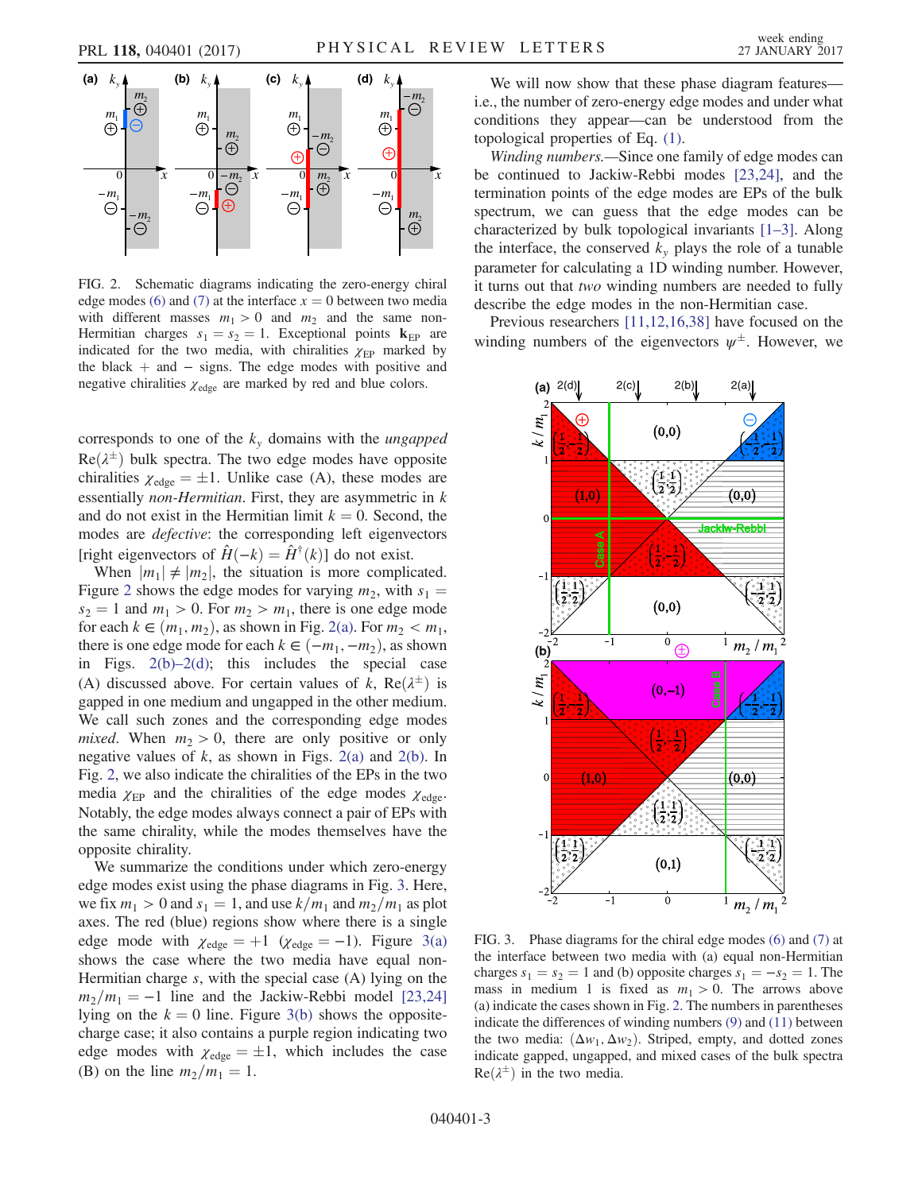FIG. 2. Schematic diagrams indicating the zero-energy chiral edge modes (6) and (7) at the interface $x = 0$ between two media with different masses $m_1 > 0$ and $m_2$ and the same non-Hermitian charges $s_1 = s_2 = 1$. Exceptional points $\mathbf{k}_{\rm EP}$ are indicated for the two media, with chiralities $\chi_{\rm EP}$ marked by the black $+$ and $-$ signs. The edge modes with positive and negative chiralities $\chi_{\rm edge}$ are marked by red and blue colors.

corresponds to one of the $k_y$ domains with the *ungapped* $\mathrm{Re}(\lambda^\pm)$ bulk spectra. The two edge modes have opposite chiralities $\chi_{\rm edge} = \pm 1$. Unlike case (A), these modes are essentially *non-Hermitian*. First, they are asymmetric in $k$ and do not exist in the Hermitian limit $k = 0$. Second, the modes are *defective*: the corresponding left eigenvectors [right eigenvectors of $\hat{H}(-k) = \hat{H}^\dagger(k)$] do not exist.

When $|m_1| \neq |m_2|$, the situation is more complicated. Figure 2 shows the edge modes for varying $m_2$, with $s_1 = s_2 = 1$ and $m_1 > 0$. For $m_2 > m_1$, there is one edge mode for each $k \in (m_1, m_2)$, as shown in Fig. 2(a). For $m_2 < m_1$, there is one edge mode for each $k \in (-m_1, -m_2)$, as shown in Figs. 2(b)–2(d); this includes the special case (A) discussed above. For certain values of $k$, $\mathrm{Re}(\lambda^\pm)$ is gapped in one medium and ungapped in the other medium. We call such zones and the corresponding edge modes *mixed*. When $m_2 > 0$, there are only positive or only negative values of $k$, as shown in Figs. 2(a) and 2(b). In Fig. 2, we also indicate the chiralities of the EPs in the two media $\chi_{\rm EP}$ and the chiralities of the edge modes $\chi_{\rm edge}$. Notably, the edge modes always connect a pair of EPs with the same chirality, while the modes themselves have the opposite chirality.

We summarize the conditions under which zero-energy edge modes exist using the phase diagrams in Fig. 3. Here, we fix $m_1 > 0$ and $s_1 = 1$, and use $k/m_1$ and $m_2/m_1$ as plot axes. The red (blue) regions show where there is a single edge mode with $\chi_{\rm edge} = +1$ ($\chi_{\rm edge} = -1$). Figure 3(a) shows the case where the two media have equal non-Hermitian charge $s$, with the special case (A) lying on the $m_2/m_1 = -1$ line and the Jackiw-Rebbi model [23,24] lying on the $k = 0$ line. Figure 3(b) shows the opposite-charge case; it also contains a purple region indicating two edge modes with $\chi_{\rm edge} = \pm 1$, which includes the case (B) on the line $m_2/m_1 = 1$.

We will now show that these phase diagram features—i.e., the number of zero-energy edge modes and under what conditions they appear—can be understood from the topological properties of Eq. (1).

*Winding numbers.*—Since one family of edge modes can be continued to Jackiw-Rebbi modes [23,24], and the termination points of the edge modes are EPs of the bulk spectrum, we can guess that the edge modes can be characterized by bulk topological invariants [1–3]. Along the interface, the conserved $k_y$ plays the role of a tunable parameter for calculating a 1D winding number. However, it turns out that *two* winding numbers are needed to fully describe the edge modes in the non-Hermitian case.

Previous researchers [11,12,16,38] have focused on the winding numbers of the eigenvectors $\psi^\pm$. However, we

FIG. 3. Phase diagrams for the chiral edge modes (6) and (7) at the interface between two media with (a) equal non-Hermitian charges $s_1 = s_2 = 1$ and (b) opposite charges $s_1 = -s_2 = 1$. The mass in medium 1 is fixed as $m_1 > 0$. The arrows above (a) indicate the cases shown in Fig. 2. The numbers in parentheses indicate the differences of winding numbers (9) and (11) between the two media: $(\Delta w_1, \Delta w_2)$. Striped, empty, and dotted zones indicate gapped, ungapped, and mixed cases of the bulk spectra $\mathrm{Re}(\lambda^\pm)$ in the two media.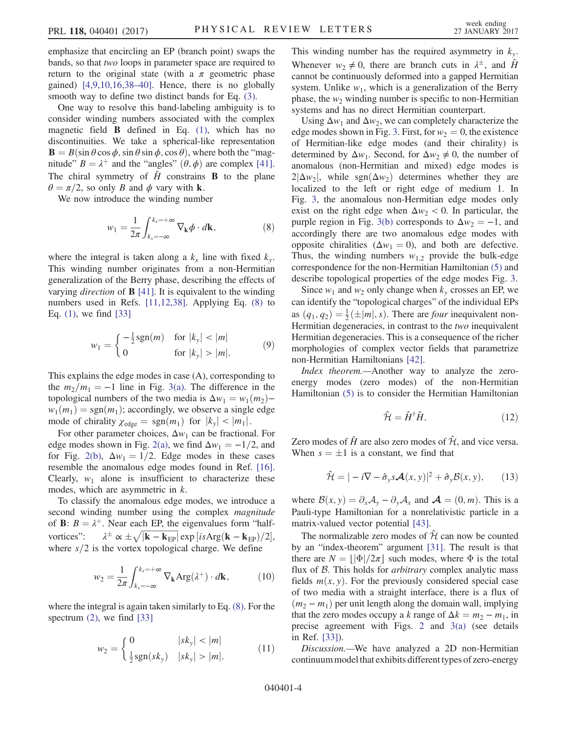emphasize that encircling an EP (branch point) swaps the bands, so that *two* loops in parameter space are required to return to the original state (with a $\pi$ geometric phase gained) [4,9,10,16,38–40]. Hence, there is no globally smooth way to define two distinct bands for Eq. (3).

One way to resolve this band-labeling ambiguity is to consider winding numbers associated with the complex magnetic field $\mathbf{B}$ defined in Eq. (1), which has no discontinuities. We take a spherical-like representation $\mathbf{B} = B(\sin\theta\cos\phi, \sin\theta\sin\phi, \cos\theta)$, where both the "magnitude" $B = \lambda^+$ and the "angles" $(\theta, \phi)$ are complex [41]. The chiral symmetry of $\hat{H}$ constrains $\mathbf{B}$ to the plane $\theta = \pi/2$, so only $B$ and $\phi$ vary with $\mathbf{k}$.

We now introduce the winding number

$$w_1 = \frac{1}{2\pi}\int_{k_x=-\infty}^{k_x=+\infty} \nabla_{\mathbf{k}}\phi \cdot d\mathbf{k}, \tag{8}$$

where the integral is taken along a $k_x$ line with fixed $k_y$. This winding number originates from a non-Hermitian generalization of the Berry phase, describing the effects of varying *direction* of $\mathbf{B}$ [41]. It is equivalent to the winding numbers used in Refs. [11,12,38]. Applying Eq. (8) to Eq. (1), we find [33]

$$w_1 = \begin{cases} -\frac{1}{2}\mathrm{sgn}(m) & \text{for } |k_y| < |m| \\ 0 & \text{for } |k_y| > |m|. \end{cases} \tag{9}$$

This explains the edge modes in case (A), corresponding to the $m_2/m_1 = -1$ line in Fig. 3(a). The difference in the topological numbers of the two media is $\Delta w_1 = w_1(m_2) - w_1(m_1) = \mathrm{sgn}(m_1)$; accordingly, we observe a single edge mode of chirality $\chi_{\mathrm{edge}} = \mathrm{sgn}(m_1)$ for $|k_y| < |m_1|$.

For other parameter choices, $\Delta w_1$ can be fractional. For edge modes shown in Fig. 2(a), we find $\Delta w_1 = -1/2$, and for Fig. 2(b), $\Delta w_1 = 1/2$. Edge modes in these cases resemble the anomalous edge modes found in Ref. [16]. Clearly, $w_1$ alone is insufficient to characterize these modes, which are asymmetric in $k$.

To classify the anomalous edge modes, we introduce a second winding number using the complex *magnitude* of $\mathbf{B}$: $B = \lambda^+$. Near each EP, the eigenvalues form "half-vortices": $\lambda^\pm \propto \pm\sqrt{|\mathbf{k} - \mathbf{k}_{\mathrm{EP}}|}\exp[is\mathrm{Arg}(\mathbf{k} - \mathbf{k}_{\mathrm{EP}})/2]$, where $s/2$ is the vortex topological charge. We define

$$w_2 = \frac{1}{2\pi}\int_{k_x=-\infty}^{k_x=+\infty} \nabla_{\mathbf{k}}\mathrm{Arg}(\lambda^+) \cdot d\mathbf{k}, \tag{10}$$

where the integral is again taken similarly to Eq. (8). For the spectrum (2), we find [33]

$$w_2 = \begin{cases} 0 & |sk_y| < |m| \\ \frac{1}{2}\mathrm{sgn}(sk_y) & |sk_y| > |m|. \end{cases} \tag{11}$$

This winding number has the required asymmetry in $k_y$. Whenever $w_2 \neq 0$, there are branch cuts in $\lambda^\pm$, and $\hat{H}$ cannot be continuously deformed into a gapped Hermitian system. Unlike $w_1$, which is a generalization of the Berry phase, the $w_2$ winding number is specific to non-Hermitian systems and has no direct Hermitian counterpart.

Using $\Delta w_1$ and $\Delta w_2$, we can completely characterize the edge modes shown in Fig. 3. First, for $w_2 = 0$, the existence of Hermitian-like edge modes (and their chirality) is determined by $\Delta w_1$. Second, for $\Delta w_2 \neq 0$, the number of anomalous (non-Hermitian and mixed) edge modes is $2|\Delta w_2|$, while $\mathrm{sgn}(\Delta w_2)$ determines whether they are localized to the left or right edge of medium 1. In Fig. 3, the anomalous non-Hermitian edge modes only exist on the right edge when $\Delta w_2 < 0$. In particular, the purple region in Fig. 3(b) corresponds to $\Delta w_2 = -1$, and accordingly there are two anomalous edge modes with opposite chiralities ($\Delta w_1 = 0$), and both are defective. Thus, the winding numbers $w_{1,2}$ provide the bulk-edge correspondence for the non-Hermitian Hamiltonian (5) and describe topological properties of the edge modes Fig. 3.

Since $w_1$ and $w_2$ only change when $k_y$ crosses an EP, we can identify the "topological charges" of the individual EPs as $(q_1, q_2) = \frac{1}{2}(\pm|m|, s)$. There are *four* inequivalent non-Hermitian degeneracies, in contrast to the *two* inequivalent Hermitian degeneracies. This is a consequence of the richer morphologies of complex vector fields that parametrize non-Hermitian Hamiltonians [42].

*Index theorem.*—Another way to analyze the zero-energy modes (zero modes) of the non-Hermitian Hamiltonian (5) is to consider the Hermitian Hamiltonian

$$\hat{\mathcal{H}} = \hat{H}^\dagger \hat{H}. \tag{12}$$

Zero modes of $\hat{H}$ are also zero modes of $\hat{\mathcal{H}}$, and vice versa. When $s = \pm 1$ is a constant, we find that

$$\hat{\mathcal{H}} = |-i\nabla - \hat{\sigma}_y s\boldsymbol{\mathcal{A}}(x,y)|^2 + \hat{\sigma}_y \mathcal{B}(x,y), \tag{13}$$

where $\mathcal{B}(x,y) = \partial_x \mathcal{A}_y - \partial_y \mathcal{A}_x$ and $\boldsymbol{\mathcal{A}} = (0, m)$. This is a Pauli-type Hamiltonian for a nonrelativistic particle in a matrix-valued vector potential [43].

The normalizable zero modes of $\hat{\mathcal{H}}$ can now be counted by an "index-theorem" argument [31]. The result is that there are $N = \lfloor |\Phi|/2\pi \rfloor$ such modes, where $\Phi$ is the total flux of $\mathcal{B}$. This holds for *arbitrary* complex analytic mass fields $m(x,y)$. For the previously considered special case of two media with a straight interface, there is a flux of $(m_2 - m_1)$ per unit length along the domain wall, implying that the zero modes occupy a $k$ range of $\Delta k = m_2 - m_1$, in precise agreement with Figs. 2 and 3(a) (see details in Ref. [33]).

*Discussion.*—We have analyzed a 2D non-Hermitian continuum model that exhibits different types of zero-energy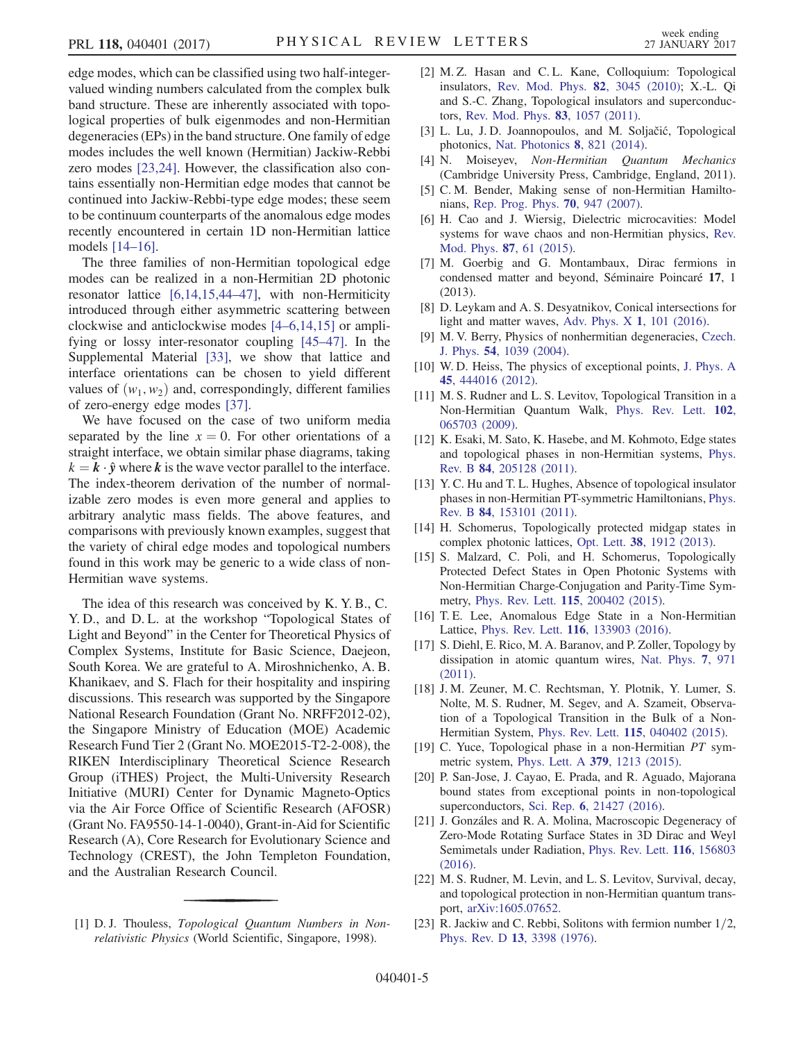edge modes, which can be classified using two half-integer-valued winding numbers calculated from the complex bulk band structure. These are inherently associated with topological properties of bulk eigenmodes and non-Hermitian degeneracies (EPs) in the band structure. One family of edge modes includes the well known (Hermitian) Jackiw-Rebbi zero modes [23,24]. However, the classification also contains essentially non-Hermitian edge modes that cannot be continued into Jackiw-Rebbi-type edge modes; these seem to be continuum counterparts of the anomalous edge modes recently encountered in certain 1D non-Hermitian lattice models [14–16].

The three families of non-Hermitian topological edge modes can be realized in a non-Hermitian 2D photonic resonator lattice [6,14,15,44–47], with non-Hermiticity introduced through either asymmetric scattering between clockwise and anticlockwise modes [4–6,14,15] or amplifying or lossy inter-resonator coupling [45–47]. In the Supplemental Material [33], we show that lattice and interface orientations can be chosen to yield different values of $(w_1, w_2)$ and, correspondingly, different families of zero-energy edge modes [37].

We have focused on the case of two uniform media separated by the line $x = 0$. For other orientations of a straight interface, we obtain similar phase diagrams, taking $k = \boldsymbol{k} \cdot \hat{\boldsymbol{y}}$ where $\boldsymbol{k}$ is the wave vector parallel to the interface. The index-theorem derivation of the number of normalizable zero modes is even more general and applies to arbitrary analytic mass fields. The above features, and comparisons with previously known examples, suggest that the variety of chiral edge modes and topological numbers found in this work may be generic to a wide class of non-Hermitian wave systems.

The idea of this research was conceived by K. Y. B., C. Y. D., and D. L. at the workshop "Topological States of Light and Beyond" in the Center for Theoretical Physics of Complex Systems, Institute for Basic Science, Daejeon, South Korea. We are grateful to A. Miroshnichenko, A. B. Khanikaev, and S. Flach for their hospitality and inspiring discussions. This research was supported by the Singapore National Research Foundation (Grant No. NRFF2012-02), the Singapore Ministry of Education (MOE) Academic Research Fund Tier 2 (Grant No. MOE2015-T2-2-008), the RIKEN Interdisciplinary Theoretical Science Research Group (iTHES) Project, the Multi-University Research Initiative (MURI) Center for Dynamic Magneto-Optics via the Air Force Office of Scientific Research (AFOSR) (Grant No. FA9550-14-1-0040), Grant-in-Aid for Scientific Research (A), Core Research for Evolutionary Science and Technology (CREST), the John Templeton Foundation, and the Australian Research Council.

---

[1] D. J. Thouless, *Topological Quantum Numbers in Nonrelativistic Physics* (World Scientific, Singapore, 1998).

[2] M. Z. Hasan and C. L. Kane, Colloquium: Topological insulators, Rev. Mod. Phys. **82**, 3045 (2010); X.-L. Qi and S.-C. Zhang, Topological insulators and superconductors, Rev. Mod. Phys. **83**, 1057 (2011).

[3] L. Lu, J. D. Joannopoulos, and M. Soljačić, Topological photonics, Nat. Photonics **8**, 821 (2014).

[4] N. Moiseyev, *Non-Hermitian Quantum Mechanics* (Cambridge University Press, Cambridge, England, 2011).

[5] C. M. Bender, Making sense of non-Hermitian Hamiltonians, Rep. Prog. Phys. **70**, 947 (2007).

[6] H. Cao and J. Wiersig, Dielectric microcavities: Model systems for wave chaos and non-Hermitian physics, Rev. Mod. Phys. **87**, 61 (2015).

[7] M. Goerbig and G. Montambaux, Dirac fermions in condensed matter and beyond, Séminaire Poincaré **17**, 1 (2013).

[8] D. Leykam and A. S. Desyatnikov, Conical intersections for light and matter waves, Adv. Phys. X **1**, 101 (2016).

[9] M. V. Berry, Physics of nonhermitian degeneracies, Czech. J. Phys. **54**, 1039 (2004).

[10] W. D. Heiss, The physics of exceptional points, J. Phys. A **45**, 444016 (2012).

[11] M. S. Rudner and L. S. Levitov, Topological Transition in a Non-Hermitian Quantum Walk, Phys. Rev. Lett. **102**, 065703 (2009).

[12] K. Esaki, M. Sato, K. Hasebe, and M. Kohmoto, Edge states and topological phases in non-Hermitian systems, Phys. Rev. B **84**, 205128 (2011).

[13] Y. C. Hu and T. L. Hughes, Absence of topological insulator phases in non-Hermitian PT-symmetric Hamiltonians, Phys. Rev. B **84**, 153101 (2011).

[14] H. Schomerus, Topologically protected midgap states in complex photonic lattices, Opt. Lett. **38**, 1912 (2013).

[15] S. Malzard, C. Poli, and H. Schomerus, Topologically Protected Defect States in Open Photonic Systems with Non-Hermitian Charge-Conjugation and Parity-Time Symmetry, Phys. Rev. Lett. **115**, 200402 (2015).

[16] T. E. Lee, Anomalous Edge State in a Non-Hermitian Lattice, Phys. Rev. Lett. **116**, 133903 (2016).

[17] S. Diehl, E. Rico, M. A. Baranov, and P. Zoller, Topology by dissipation in atomic quantum wires, Nat. Phys. **7**, 971 (2011).

[18] J. M. Zeuner, M. C. Rechtsman, Y. Plotnik, Y. Lumer, S. Nolte, M. S. Rudner, M. Segev, and A. Szameit, Observation of a Topological Transition in the Bulk of a Non-Hermitian System, Phys. Rev. Lett. **115**, 040402 (2015).

[19] C. Yuce, Topological phase in a non-Hermitian *PT* symmetric system, Phys. Lett. A **379**, 1213 (2015).

[20] P. San-Jose, J. Cayao, E. Prada, and R. Aguado, Majorana bound states from exceptional points in non-topological superconductors, Sci. Rep. **6**, 21427 (2016).

[21] J. Gonzáles and R. A. Molina, Macroscopic Degeneracy of Zero-Mode Rotating Surface States in 3D Dirac and Weyl Semimetals under Radiation, Phys. Rev. Lett. **116**, 156803 (2016).

[22] M. S. Rudner, M. Levin, and L. S. Levitov, Survival, decay, and topological protection in non-Hermitian quantum transport, arXiv:1605.07652.

[23] R. Jackiw and C. Rebbi, Solitons with fermion number 1/2, Phys. Rev. D **13**, 3398 (1976).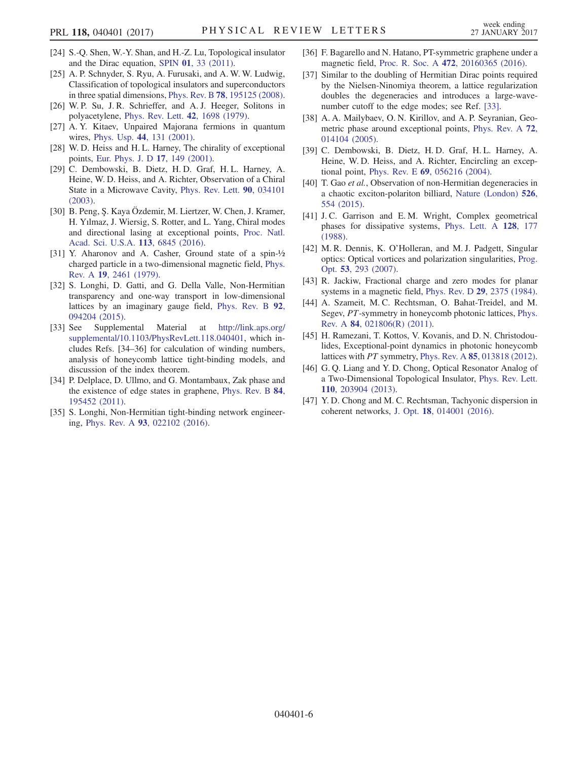[24] S.-Q. Shen, W.-Y. Shan, and H.-Z. Lu, Topological insulator and the Dirac equation, SPIN **01**, 33 (2011).

[25] A. P. Schnyder, S. Ryu, A. Furusaki, and A. W. W. Ludwig, Classification of topological insulators and superconductors in three spatial dimensions, Phys. Rev. B **78**, 195125 (2008).

[26] W. P. Su, J. R. Schrieffer, and A. J. Heeger, Solitons in polyacetylene, Phys. Rev. Lett. **42**, 1698 (1979).

[27] A. Y. Kitaev, Unpaired Majorana fermions in quantum wires, Phys. Usp. **44**, 131 (2001).

[28] W. D. Heiss and H. L. Harney, The chirality of exceptional points, Eur. Phys. J. D **17**, 149 (2001).

[29] C. Dembowski, B. Dietz, H. D. Graf, H. L. Harney, A. Heine, W. D. Heiss, and A. Richter, Observation of a Chiral State in a Microwave Cavity, Phys. Rev. Lett. **90**, 034101 (2003).

[30] B. Peng, Ş. Kaya Özdemir, M. Liertzer, W. Chen, J. Kramer, H. Yılmaz, J. Wiersig, S. Rotter, and L. Yang, Chiral modes and directional lasing at exceptional points, Proc. Natl. Acad. Sci. U.S.A. **113**, 6845 (2016).

[31] Y. Aharonov and A. Casher, Ground state of a spin-½ charged particle in a two-dimensional magnetic field, Phys. Rev. A **19**, 2461 (1979).

[32] S. Longhi, D. Gatti, and G. Della Valle, Non-Hermitian transparency and one-way transport in low-dimensional lattices by an imaginary gauge field, Phys. Rev. B **92**, 094204 (2015).

[33] See Supplemental Material at http://link.aps.org/supplemental/10.1103/PhysRevLett.118.040401, which includes Refs. [34–36] for calculation of winding numbers, analysis of honeycomb lattice tight-binding models, and discussion of the index theorem.

[34] P. Delplace, D. Ullmo, and G. Montambaux, Zak phase and the existence of edge states in graphene, Phys. Rev. B **84**, 195452 (2011).

[35] S. Longhi, Non-Hermitian tight-binding network engineering, Phys. Rev. A **93**, 022102 (2016).

[36] F. Bagarello and N. Hatano, PT-symmetric graphene under a magnetic field, Proc. R. Soc. A **472**, 20160365 (2016).

[37] Similar to the doubling of Hermitian Dirac points required by the Nielsen-Ninomiya theorem, a lattice regularization doubles the degeneracies and introduces a large-wave-number cutoff to the edge modes; see Ref. [33].

[38] A. A. Mailybaev, O. N. Kirillov, and A. P. Seyranian, Geometric phase around exceptional points, Phys. Rev. A **72**, 014104 (2005).

[39] C. Dembowski, B. Dietz, H. D. Graf, H. L. Harney, A. Heine, W. D. Heiss, and A. Richter, Encircling an exceptional point, Phys. Rev. E **69**, 056216 (2004).

[40] T. Gao *et al.*, Observation of non-Hermitian degeneracies in a chaotic exciton-polariton billiard, Nature (London) **526**, 554 (2015).

[41] J. C. Garrison and E. M. Wright, Complex geometrical phases for dissipative systems, Phys. Lett. A **128**, 177 (1988).

[42] M. R. Dennis, K. O'Holleran, and M. J. Padgett, Singular optics: Optical vortices and polarization singularities, Prog. Opt. **53**, 293 (2007).

[43] R. Jackiw, Fractional charge and zero modes for planar systems in a magnetic field, Phys. Rev. D **29**, 2375 (1984).

[44] A. Szameit, M. C. Rechtsman, O. Bahat-Treidel, and M. Segev, *PT*-symmetry in honeycomb photonic lattices, Phys. Rev. A **84**, 021806(R) (2011).

[45] H. Ramezani, T. Kottos, V. Kovanis, and D. N. Christodoulides, Exceptional-point dynamics in photonic honeycomb lattices with *PT* symmetry, Phys. Rev. A **85**, 013818 (2012).

[46] G. Q. Liang and Y. D. Chong, Optical Resonator Analog of a Two-Dimensional Topological Insulator, Phys. Rev. Lett. **110**, 203904 (2013).

[47] Y. D. Chong and M. C. Rechtsman, Tachyonic dispersion in coherent networks, J. Opt. **18**, 014001 (2016).